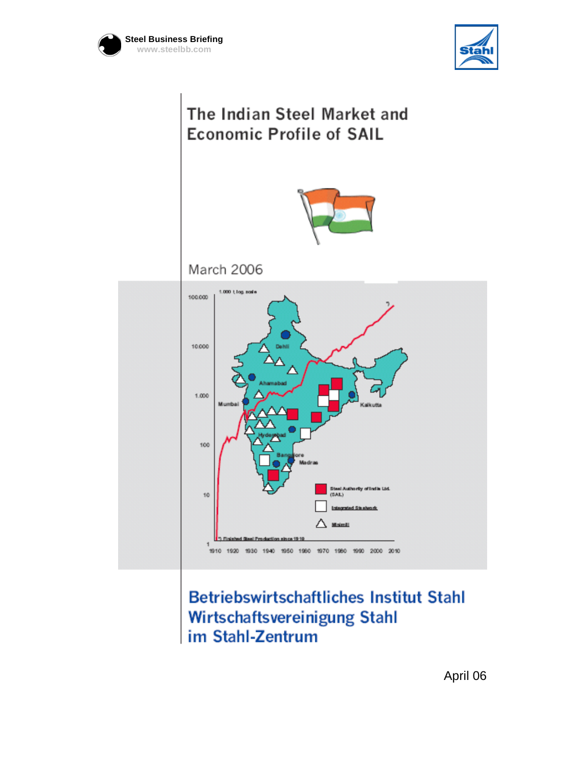Steel Business Briefing
www.steelbb.com

# The Indian Steel Market and Economic Profile of SAIL

March 2006

Betriebswirtschaftliches Institut Stahl
Wirtschaftsvereinigung Stahl
im Stahl-Zentrum

April 06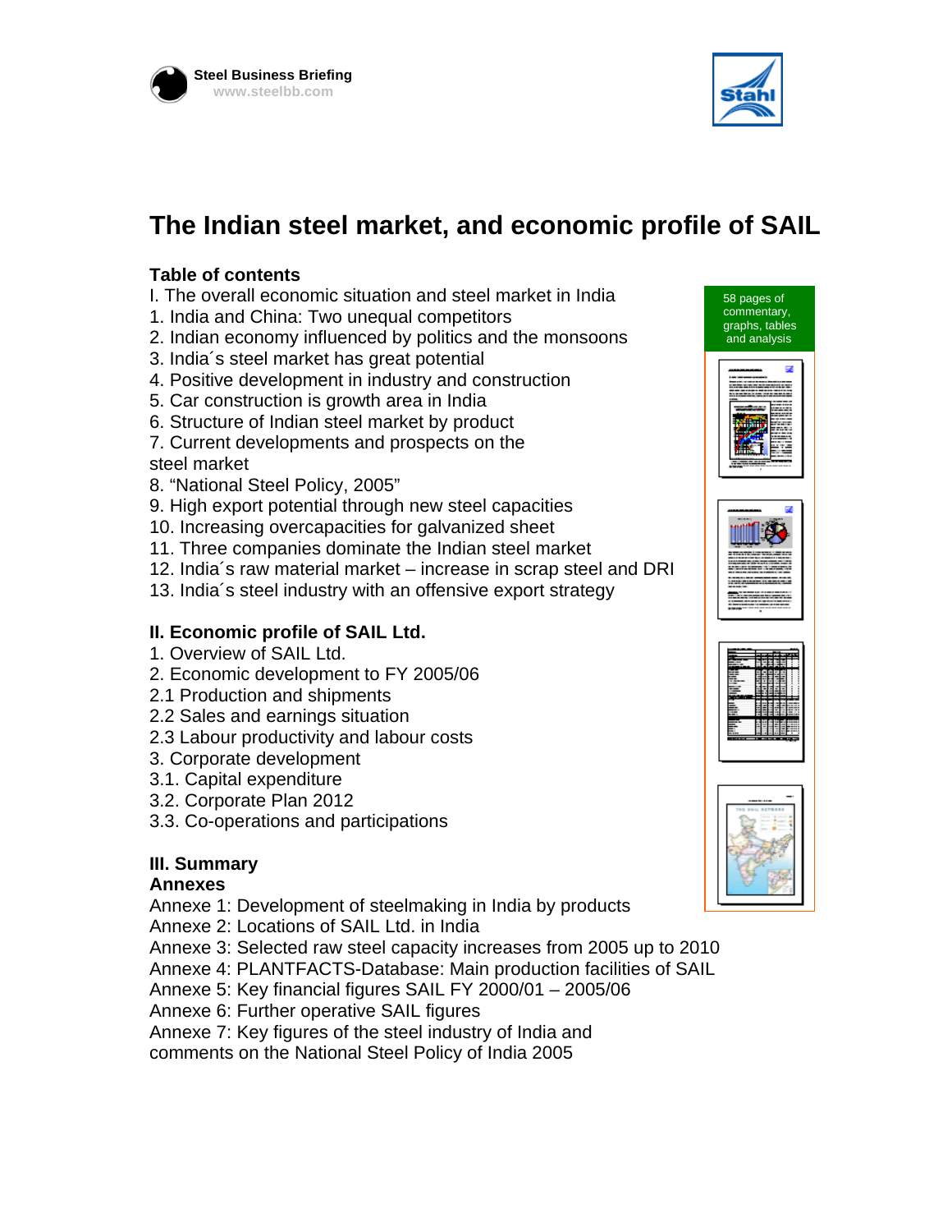Steel Business Briefing
www.steelbb.com

# The Indian steel market, and economic profile of SAIL

## Table of contents

I. The overall economic situation and steel market in India
1. India and China: Two unequal competitors
2. Indian economy influenced by politics and the monsoons
3. India´s steel market has great potential
4. Positive development in industry and construction
5. Car construction is growth area in India
6. Structure of Indian steel market by product
7. Current developments and prospects on the steel market
8. “National Steel Policy, 2005”
9. High export potential through new steel capacities
10. Increasing overcapacities for galvanized sheet
11. Three companies dominate the Indian steel market
12. India´s raw material market – increase in scrap steel and DRI
13. India´s steel industry with an offensive export strategy

**II. Economic profile of SAIL Ltd.**

1. Overview of SAIL Ltd.
2. Economic development to FY 2005/06
2.1 Production and shipments
2.2 Sales and earnings situation
2.3 Labour productivity and labour costs
3. Corporate development
3.1. Capital expenditure
3.2. Corporate Plan 2012
3.3. Co-operations and participations

**III. Summary**

**Annexes**

Annexe 1: Development of steelmaking in India by products
Annexe 2: Locations of SAIL Ltd. in India
Annexe 3: Selected raw steel capacity increases from 2005 up to 2010
Annexe 4: PLANTFACTS-Database: Main production facilities of SAIL
Annexe 5: Key financial figures SAIL FY 2000/01 – 2005/06
Annexe 6: Further operative SAIL figures
Annexe 7: Key figures of the steel industry of India and comments on the National Steel Policy of India 2005

58 pages of commentary, graphs, tables and analysis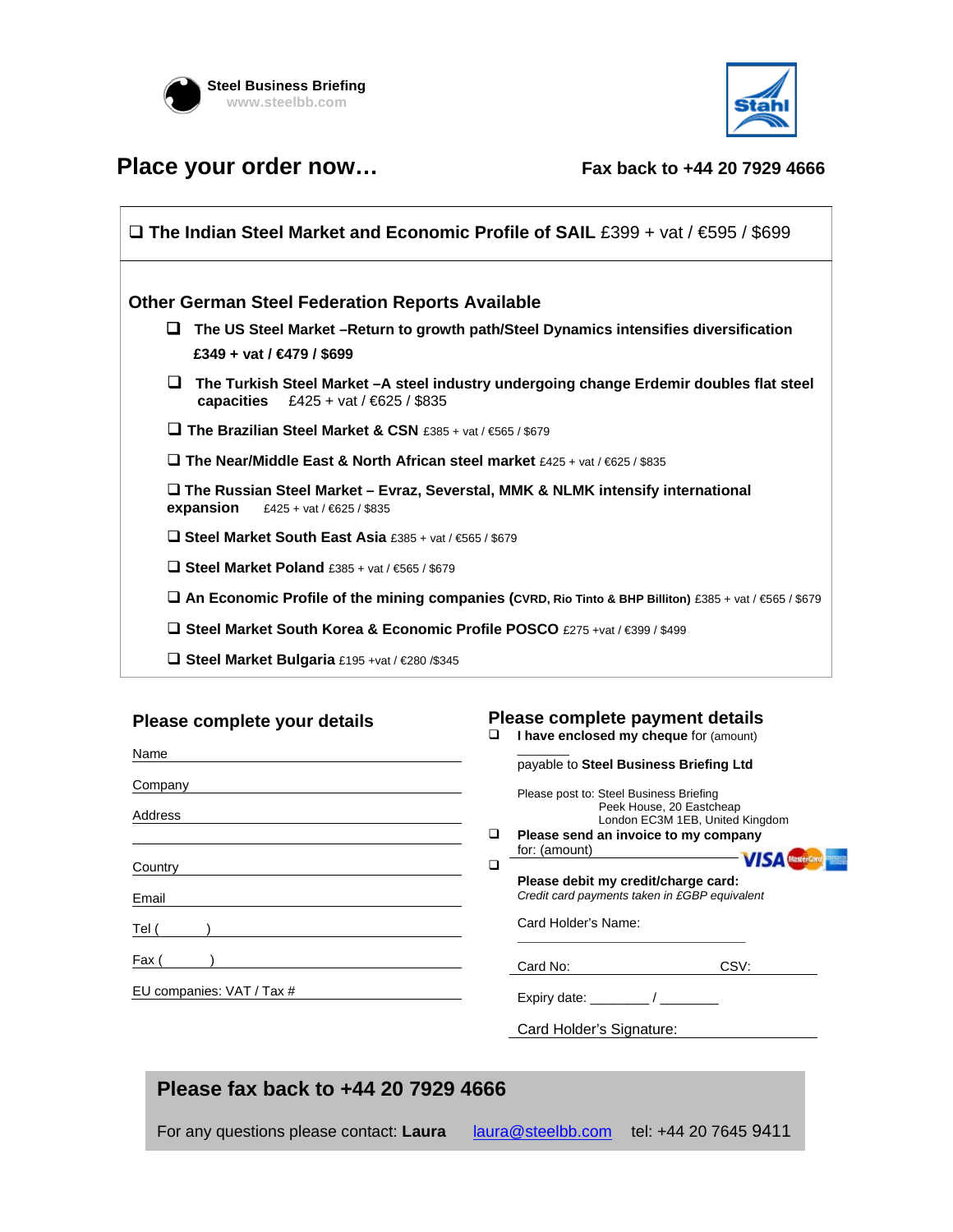**Steel Business Briefing**
www.steelbb.com

Stahl

# Place your order now…

**Fax back to +44 20 7929 4666**

❑ **The Indian Steel Market and Economic Profile of SAIL** £399 + vat / €595 / $699

## Other German Steel Federation Reports Available

- ❑ **The US Steel Market –Return to growth path/Steel Dynamics intensifies diversification £349 + vat / €479 / $699**
- ❑ **The Turkish Steel Market –A steel industry undergoing change Erdemir doubles flat steel capacities** £425 + vat / €625 / $835
- ❑ **The Brazilian Steel Market & CSN** £385 + vat / €565 / $679
- ❑ **The Near/Middle East & North African steel market** £425 + vat / €625 / $835
- ❑ **The Russian Steel Market – Evraz, Severstal, MMK & NLMK intensify international expansion** £425 + vat / €625 / $835
- ❑ **Steel Market South East Asia** £385 + vat / €565 / $679
- ❑ **Steel Market Poland** £385 + vat / €565 / $679
- ❑ **An Economic Profile of the mining companies (CVRD, Rio Tinto & BHP Billiton)** £385 + vat / €565 / $679
- ❑ **Steel Market South Korea & Economic Profile POSCO** £275 +vat / €399 / $499
- ❑ **Steel Market Bulgaria** £195 +vat / €280 /$345

### Please complete your details

Name \_\_\_\_\_\_\_\_\_\_\_\_\_\_\_\_\_\_\_\_

Company \_\_\_\_\_\_\_\_\_\_\_\_\_\_\_\_\_\_\_\_

Address \_\_\_\_\_\_\_\_\_\_\_\_\_\_\_\_\_\_\_\_

\_\_\_\_\_\_\_\_\_\_\_\_\_\_\_\_\_\_\_\_

Country \_\_\_\_\_\_\_\_\_\_\_\_\_\_\_\_\_\_\_\_

Email \_\_\_\_\_\_\_\_\_\_\_\_\_\_\_\_\_\_\_\_

Tel (        ) \_\_\_\_\_\_\_\_\_\_\_\_\_\_\_\_\_\_\_\_

Fax (        ) \_\_\_\_\_\_\_\_\_\_\_\_\_\_\_\_\_\_\_\_

EU companies: VAT / Tax # \_\_\_\_\_\_\_\_\_\_\_\_\_\_\_\_\_\_\_\_

### Please complete payment details

❑ **I have enclosed my cheque** for (amount) \_\_\_\_\_\_\_
payable to **Steel Business Briefing Ltd**

Please post to: Steel Business Briefing
Peek House, 20 Eastcheap
London EC3M 1EB, United Kingdom

❑ **Please send an invoice to my company** for: (amount) \_\_\_\_\_\_\_\_\_\_\_\_\_\_\_\_\_\_\_\_

❑ **Please debit my credit/charge card:**
*Credit card payments taken in £GBP equivalent*

VISA MasterCard

Card Holder's Name: \_\_\_\_\_\_\_\_\_\_\_\_\_\_\_\_\_\_\_\_

Card No: \_\_\_\_\_\_\_\_\_\_\_\_\_\_\_\_ CSV: \_\_\_\_\_\_\_\_

Expiry date: \_\_\_\_\_\_\_\_ / \_\_\_\_\_\_\_\_

Card Holder's Signature: \_\_\_\_\_\_\_\_\_\_\_\_\_\_\_\_\_\_\_\_

## Please fax back to +44 20 7929 4666

For any questions please contact: **Laura** laura@steelbb.com tel: +44 20 7645 9411